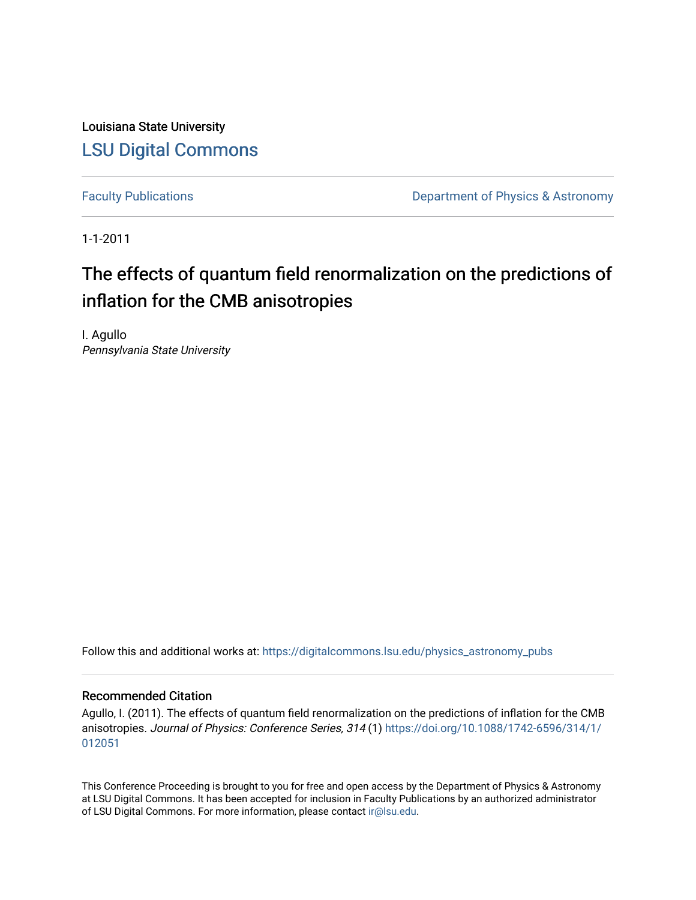Louisiana State University

[LSU Digital Commons](https://digitalcommons.lsu.edu)

Faculty Publications | Department of Physics & Astronomy

1-1-2011

# The effects of quantum field renormalization on the predictions of inflation for the CMB anisotropies

I. Agullo

*Pennsylvania State University*

Follow this and additional works at: https://digitalcommons.lsu.edu/physics_astronomy_pubs

## Recommended Citation

Agullo, I. (2011). The effects of quantum field renormalization on the predictions of inflation for the CMB anisotropies. *Journal of Physics: Conference Series, 314* (1) https://doi.org/10.1088/1742-6596/314/1/012051

This Conference Proceeding is brought to you for free and open access by the Department of Physics & Astronomy at LSU Digital Commons. It has been accepted for inclusion in Faculty Publications by an authorized administrator of LSU Digital Commons. For more information, please contact ir@lsu.edu.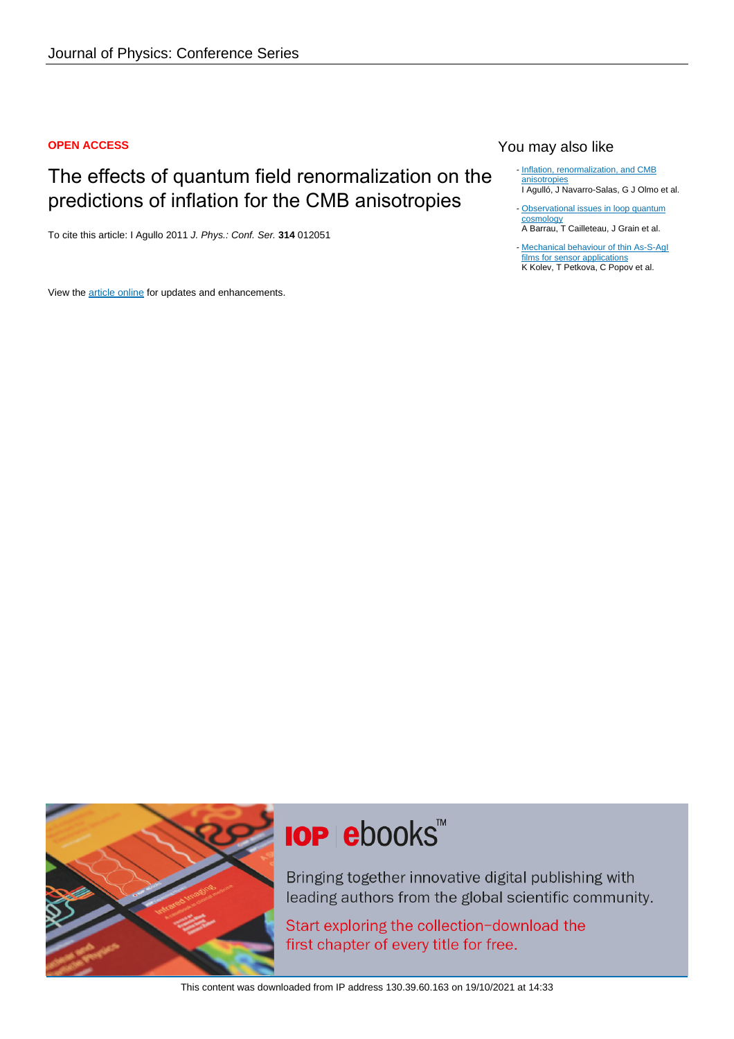Journal of Physics: Conference Series

**OPEN ACCESS**

# The effects of quantum field renormalization on the predictions of inflation for the CMB anisotropies

To cite this article: I Agullo 2011 *J. Phys.: Conf. Ser.* **314** 012051

View the article online for updates and enhancements.

## You may also like

- Inflation, renormalization, and CMB anisotropies
  I Agulló, J Navarro-Salas, G J Olmo et al.
- Observational issues in loop quantum cosmology
  A Barrau, T Cailleteau, J Grain et al.
- Mechanical behaviour of thin As-S-AgI films for sensor applications
  K Kolev, T Petkova, C Popov et al.

**IOP ebooks™**

Bringing together innovative digital publishing with leading authors from the global scientific community.

Start exploring the collection–download the first chapter of every title for free.

This content was downloaded from IP address 130.39.60.163 on 19/10/2021 at 14:33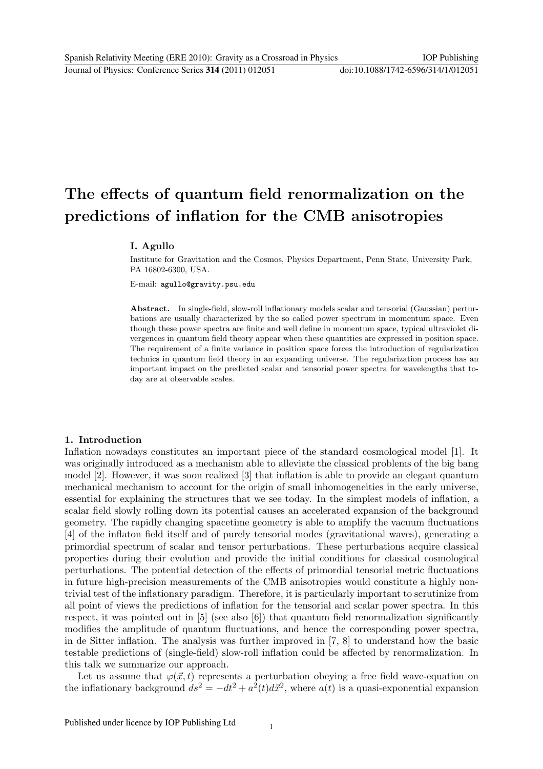# The effects of quantum field renormalization on the predictions of inflation for the CMB anisotropies

**I. Agullo**

Institute for Gravitation and the Cosmos, Physics Department, Penn State, University Park, PA 16802-6300, USA.

E-mail: agullo@gravity.psu.edu

**Abstract.** In single-field, slow-roll inflationary models scalar and tensorial (Gaussian) perturbations are usually characterized by the so called power spectrum in momentum space. Even though these power spectra are finite and well define in momentum space, typical ultraviolet divergences in quantum field theory appear when these quantities are expressed in position space. The requirement of a finite variance in position space forces the introduction of regularization technics in quantum field theory in an expanding universe. The regularization process has an important impact on the predicted scalar and tensorial power spectra for wavelengths that today are at observable scales.

## 1. Introduction

Inflation nowadays constitutes an important piece of the standard cosmological model [1]. It was originally introduced as a mechanism able to alleviate the classical problems of the big bang model [2]. However, it was soon realized [3] that inflation is able to provide an elegant quantum mechanical mechanism to account for the origin of small inhomogeneities in the early universe, essential for explaining the structures that we see today. In the simplest models of inflation, a scalar field slowly rolling down its potential causes an accelerated expansion of the background geometry. The rapidly changing spacetime geometry is able to amplify the vacuum fluctuations [4] of the inflaton field itself and of purely tensorial modes (gravitational waves), generating a primordial spectrum of scalar and tensor perturbations. These perturbations acquire classical properties during their evolution and provide the initial conditions for classical cosmological perturbations. The potential detection of the effects of primordial tensorial metric fluctuations in future high-precision measurements of the CMB anisotropies would constitute a highly non-trivial test of the inflationary paradigm. Therefore, it is particularly important to scrutinize from all point of views the predictions of inflation for the tensorial and scalar power spectra. In this respect, it was pointed out in [5] (see also [6]) that quantum field renormalization significantly modifies the amplitude of quantum fluctuations, and hence the corresponding power spectra, in de Sitter inflation. The analysis was further improved in [7, 8] to understand how the basic testable predictions of (single-field) slow-roll inflation could be affected by renormalization. In this talk we summarize our approach.

Let us assume that $\varphi(\vec{x},t)$ represents a perturbation obeying a free field wave-equation on the inflationary background $ds^2 = -dt^2 + a^2(t)d\vec{x}^2$, where $a(t)$ is a quasi-exponential expansion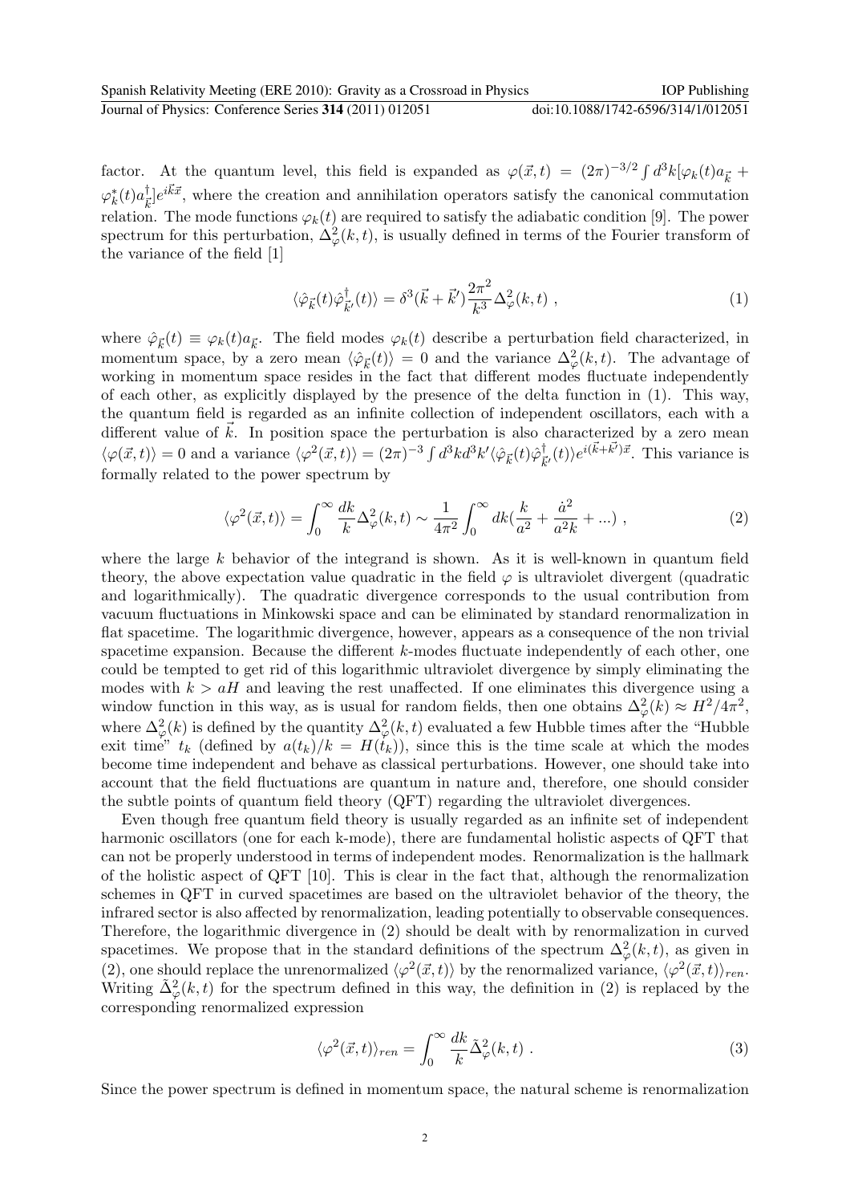factor. At the quantum level, this field is expanded as $\varphi(\vec{x},t) = (2\pi)^{-3/2}\int d^3k[\varphi_k(t)a_{\vec{k}} + \varphi_k^*(t)a_{\vec{k}}^\dagger]e^{i\vec{k}\vec{x}}$, where the creation and annihilation operators satisfy the canonical commutation relation. The mode functions $\varphi_k(t)$ are required to satisfy the adiabatic condition [9]. The power spectrum for this perturbation, $\Delta_\varphi^2(k,t)$, is usually defined in terms of the Fourier transform of the variance of the field [1]

$$\langle \hat{\varphi}_{\vec{k}}(t)\hat{\varphi}_{\vec{k}'}^\dagger(t)\rangle = \delta^3(\vec{k}+\vec{k}')\frac{2\pi^2}{k^3}\Delta_\varphi^2(k,t) \ , \tag{1}$$

where $\hat{\varphi}_{\vec{k}}(t) \equiv \varphi_k(t)a_{\vec{k}}$. The field modes $\varphi_k(t)$ describe a perturbation field characterized, in momentum space, by a zero mean $\langle \hat{\varphi}_{\vec{k}}(t)\rangle = 0$ and the variance $\Delta_\varphi^2(k,t)$. The advantage of working in momentum space resides in the fact that different modes fluctuate independently of each other, as explicitly displayed by the presence of the delta function in (1). This way, the quantum field is regarded as an infinite collection of independent oscillators, each with a different value of $\vec{k}$. In position space the perturbation is also characterized by a zero mean $\langle \varphi(\vec{x},t)\rangle = 0$ and a variance $\langle \varphi^2(\vec{x},t)\rangle = (2\pi)^{-3}\int d^3k d^3k' \langle \hat{\varphi}_{\vec{k}}(t)\hat{\varphi}_{\vec{k}'}^\dagger(t)\rangle e^{i(\vec{k}+\vec{k}')\vec{x}}$. This variance is formally related to the power spectrum by

$$\langle \varphi^2(\vec{x},t)\rangle = \int_0^\infty \frac{dk}{k}\Delta_\varphi^2(k,t) \sim \frac{1}{4\pi^2}\int_0^\infty dk(\frac{k}{a^2} + \frac{\dot{a}^2}{a^2 k} + ...) \ , \tag{2}$$

where the large $k$ behavior of the integrand is shown. As it is well-known in quantum field theory, the above expectation value quadratic in the field $\varphi$ is ultraviolet divergent (quadratic and logarithmically). The quadratic divergence corresponds to the usual contribution from vacuum fluctuations in Minkowski space and can be eliminated by standard renormalization in flat spacetime. The logarithmic divergence, however, appears as a consequence of the non trivial spacetime expansion. Because the different $k$-modes fluctuate independently of each other, one could be tempted to get rid of this logarithmic ultraviolet divergence by simply eliminating the modes with $k > aH$ and leaving the rest unaffected. If one eliminates this divergence using a window function in this way, as is usual for random fields, then one obtains $\Delta_\varphi^2(k) \approx H^2/4\pi^2$, where $\Delta_\varphi^2(k)$ is defined by the quantity $\Delta_\varphi^2(k,t)$ evaluated a few Hubble times after the "Hubble exit time" $t_k$ (defined by $a(t_k)/k = H(t_k)$), since this is the time scale at which the modes become time independent and behave as classical perturbations. However, one should take into account that the field fluctuations are quantum in nature and, therefore, one should consider the subtle points of quantum field theory (QFT) regarding the ultraviolet divergences.

Even though free quantum field theory is usually regarded as an infinite set of independent harmonic oscillators (one for each k-mode), there are fundamental holistic aspects of QFT that can not be properly understood in terms of independent modes. Renormalization is the hallmark of the holistic aspect of QFT [10]. This is clear in the fact that, although the renormalization schemes in QFT in curved spacetimes are based on the ultraviolet behavior of the theory, the infrared sector is also affected by renormalization, leading potentially to observable consequences. Therefore, the logarithmic divergence in (2) should be dealt with by renormalization in curved spacetimes. We propose that in the standard definitions of the spectrum $\Delta_\varphi^2(k,t)$, as given in (2), one should replace the unrenormalized $\langle \varphi^2(\vec{x},t)\rangle$ by the renormalized variance, $\langle \varphi^2(\vec{x},t)\rangle_{ren}$. Writing $\tilde{\Delta}_\varphi^2(k,t)$ for the spectrum defined in this way, the definition in (2) is replaced by the corresponding renormalized expression

$$\langle \varphi^2(\vec{x},t)\rangle_{ren} = \int_0^\infty \frac{dk}{k}\tilde{\Delta}_\varphi^2(k,t) \ . \tag{3}$$

Since the power spectrum is defined in momentum space, the natural scheme is renormalization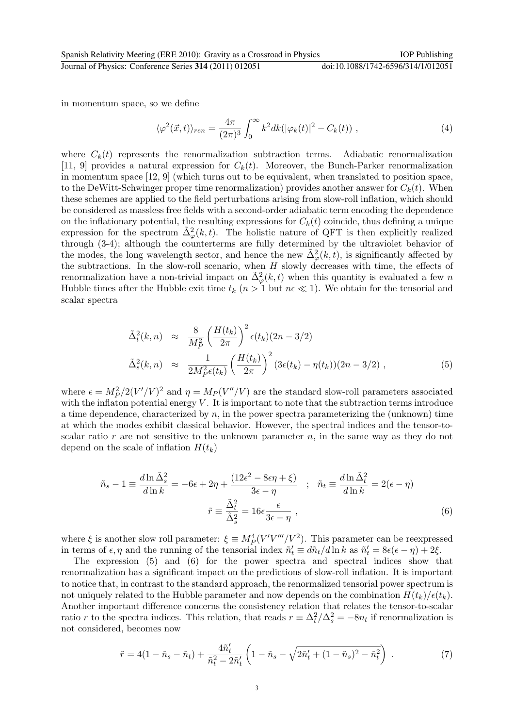in momentum space, so we define

$$\langle\varphi^2(\vec{x},t)\rangle_{ren} = \frac{4\pi}{(2\pi)^3}\int_0^\infty k^2 dk(|\varphi_k(t)|^2 - C_k(t)) \ , \tag{4}$$

where $C_k(t)$ represents the renormalization subtraction terms. Adiabatic renormalization [11, 9] provides a natural expression for $C_k(t)$. Moreover, the Bunch-Parker renormalization in momentum space [12, 9] (which turns out to be equivalent, when translated to position space, to the DeWitt-Schwinger proper time renormalization) provides another answer for $C_k(t)$. When these schemes are applied to the field perturbations arising from slow-roll inflation, which should be considered as massless free fields with a second-order adiabatic term encoding the dependence on the inflationary potential, the resulting expressions for $C_k(t)$ coincide, thus defining a unique expression for the spectrum $\tilde{\Delta}^2_\varphi(k,t)$. The holistic nature of QFT is then explicitly realized through (3-4); although the counterterms are fully determined by the ultraviolet behavior of the modes, the long wavelength sector, and hence the new $\tilde{\Delta}^2_\varphi(k,t)$, is significantly affected by the subtractions. In the slow-roll scenario, when $H$ slowly decreases with time, the effects of renormalization have a non-trivial impact on $\tilde{\Delta}^2_\varphi(k,t)$ when this quantity is evaluated a few $n$ Hubble times after the Hubble exit time $t_k$ ($n > 1$ but $n\epsilon \ll 1$). We obtain for the tensorial and scalar spectra

$$\begin{aligned}
\tilde{\Delta}^2_t(k,n) &\approx \frac{8}{M_P^2}\left(\frac{H(t_k)}{2\pi}\right)^2 \epsilon(t_k)(2n - 3/2) \\
\tilde{\Delta}^2_s(k,n) &\approx \frac{1}{2M_P^2\epsilon(t_k)}\left(\frac{H(t_k)}{2\pi}\right)^2 (3\epsilon(t_k) - \eta(t_k))(2n - 3/2) \ ,
\end{aligned} \tag{5}$$

where $\epsilon = M_P^2/2(V'/V)^2$ and $\eta = M_P(V''/V)$ are the standard slow-roll parameters associated with the inflaton potential energy $V$. It is important to note that the subtraction terms introduce a time dependence, characterized by $n$, in the power spectra parameterizing the (unknown) time at which the modes exhibit classical behavior. However, the spectral indices and the tensor-to-scalar ratio $r$ are not sensitive to the unknown parameter $n$, in the same way as they do not depend on the scale of inflation $H(t_k)$

$$\begin{gathered}
\tilde{n}_s - 1 \equiv \frac{d\ln\tilde{\Delta}^2_s}{d\ln k} = -6\epsilon + 2\eta + \frac{(12\epsilon^2 - 8\epsilon\eta + \xi)}{3\epsilon - \eta} \quad ; \quad \tilde{n}_t \equiv \frac{d\ln\tilde{\Delta}^2_t}{d\ln k} = 2(\epsilon - \eta) \\
\tilde{r} \equiv \frac{\tilde{\Delta}^2_t}{\tilde{\Delta}^2_s} = 16\epsilon\frac{\epsilon}{3\epsilon - \eta} \ ,
\end{gathered} \tag{6}$$

where $\xi$ is another slow roll parameter: $\xi \equiv M_P^4(V'V'''/V^2)$. This parameter can be reexpressed in terms of $\epsilon, \eta$ and the running of the tensorial index $\tilde{n}'_t \equiv d\tilde{n}_t/d\ln k$ as $\tilde{n}'_t = 8\epsilon(\epsilon - \eta) + 2\xi$.

The expression (5) and (6) for the power spectra and spectral indices show that renormalization has a significant impact on the predictions of slow-roll inflation. It is important to notice that, in contrast to the standard approach, the renormalized tensorial power spectrum is not uniquely related to the Hubble parameter and now depends on the combination $H(t_k)/\epsilon(t_k)$. Another important difference concerns the consistency relation that relates the tensor-to-scalar ratio $r$ to the spectra indices. This relation, that reads $r \equiv \Delta^2_t/\Delta^2_s = -8n_t$ if renormalization is not considered, becomes now

$$\tilde{r} = 4(1 - \tilde{n}_s - \tilde{n}_t) + \frac{4\tilde{n}'_t}{\tilde{n}_t^2 - 2\tilde{n}'_t}\left(1 - \tilde{n}_s - \sqrt{2\tilde{n}'_t + (1 - \tilde{n}_s)^2 - \tilde{n}_t^2}\right) \ . \tag{7}$$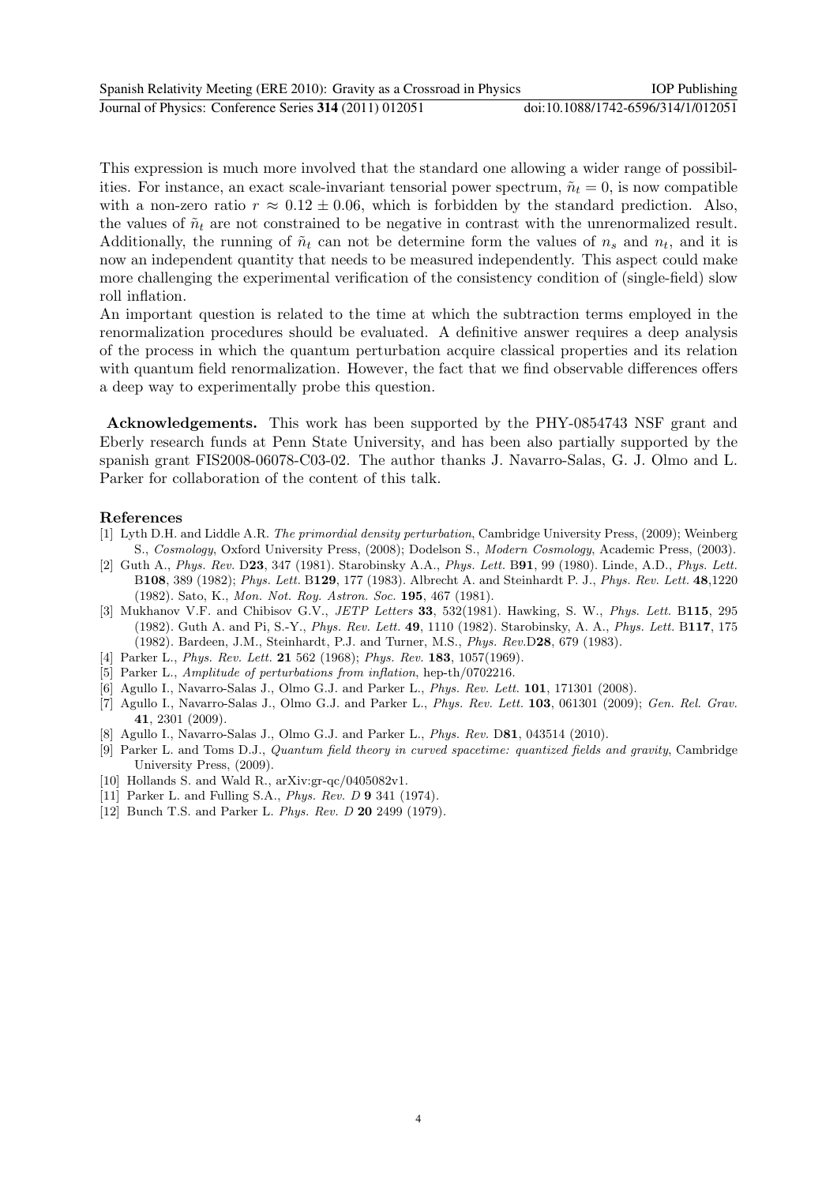This expression is much more involved that the standard one allowing a wider range of possibilities. For instance, an exact scale-invariant tensorial power spectrum, $\tilde{n}_t = 0$, is now compatible with a non-zero ratio $r \approx 0.12 \pm 0.06$, which is forbidden by the standard prediction. Also, the values of $\tilde{n}_t$ are not constrained to be negative in contrast with the unrenormalized result. Additionally, the running of $\tilde{n}_t$ can not be determine form the values of $n_s$ and $n_t$, and it is now an independent quantity that needs to be measured independently. This aspect could make more challenging the experimental verification of the consistency condition of (single-field) slow roll inflation.

An important question is related to the time at which the subtraction terms employed in the renormalization procedures should be evaluated. A definitive answer requires a deep analysis of the process in which the quantum perturbation acquire classical properties and its relation with quantum field renormalization. However, the fact that we find observable differences offers a deep way to experimentally probe this question.

**Acknowledgements.** This work has been supported by the PHY-0854743 NSF grant and Eberly research funds at Penn State University, and has been also partially supported by the spanish grant FIS2008-06078-C03-02. The author thanks J. Navarro-Salas, G. J. Olmo and L. Parker for collaboration of the content of this talk.

## References

[1] Lyth D.H. and Liddle A.R. *The primordial density perturbation*, Cambridge University Press, (2009); Weinberg S., *Cosmology*, Oxford University Press, (2008); Dodelson S., *Modern Cosmology*, Academic Press, (2003).

[2] Guth A., *Phys. Rev.* D**23**, 347 (1981). Starobinsky A.A., *Phys. Lett.* B**91**, 99 (1980). Linde, A.D., *Phys. Lett.* B**108**, 389 (1982); *Phys. Lett.* B**129**, 177 (1983). Albrecht A. and Steinhardt P. J., *Phys. Rev. Lett.* **48**,1220 (1982). Sato, K., *Mon. Not. Roy. Astron. Soc.* **195**, 467 (1981).

[3] Mukhanov V.F. and Chibisov G.V., *JETP Letters* **33**, 532(1981). Hawking, S. W., *Phys. Lett.* B**115**, 295 (1982). Guth A. and Pi, S.-Y., *Phys. Rev. Lett.* **49**, 1110 (1982). Starobinsky, A. A., *Phys. Lett.* B**117**, 175 (1982). Bardeen, J.M., Steinhardt, P.J. and Turner, M.S., *Phys. Rev.*D**28**, 679 (1983).

[4] Parker L., *Phys. Rev. Lett.* **21** 562 (1968); *Phys. Rev.* **183**, 1057(1969).

[5] Parker L., *Amplitude of perturbations from inflation*, hep-th/0702216.

[6] Agullo I., Navarro-Salas J., Olmo G.J. and Parker L., *Phys. Rev. Lett.* **101**, 171301 (2008).

[7] Agullo I., Navarro-Salas J., Olmo G.J. and Parker L., *Phys. Rev. Lett.* **103**, 061301 (2009); *Gen. Rel. Grav.* **41**, 2301 (2009).

[8] Agullo I., Navarro-Salas J., Olmo G.J. and Parker L., *Phys. Rev.* D**81**, 043514 (2010).

[9] Parker L. and Toms D.J., *Quantum field theory in curved spacetime: quantized fields and gravity*, Cambridge University Press, (2009).

[10] Hollands S. and Wald R., arXiv:gr-qc/0405082v1.

[11] Parker L. and Fulling S.A., *Phys. Rev. D* **9** 341 (1974).

[12] Bunch T.S. and Parker L. *Phys. Rev. D* **20** 2499 (1979).